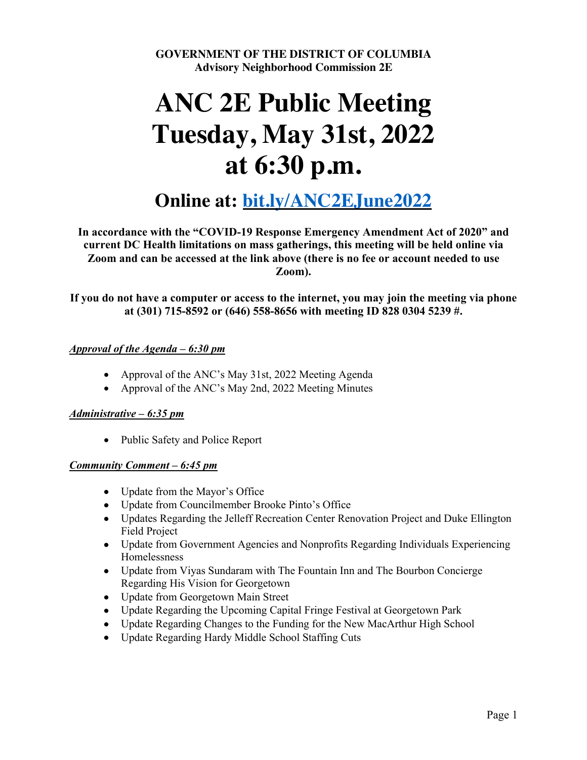**GOVERNMENT OF THE DISTRICT OF COLUMBIA**
**Advisory Neighborhood Commission 2E**

# ANC 2E Public Meeting Tuesday, May 31st, 2022 at 6:30 p.m.

## Online at: [bit.ly/ANC2EJune2022](bit.ly/ANC2EJune2022)

**In accordance with the "COVID-19 Response Emergency Amendment Act of 2020" and current DC Health limitations on mass gatherings, this meeting will be held online via Zoom and can be accessed at the link above (there is no fee or account needed to use Zoom).**

**If you do not have a computer or access to the internet, you may join the meeting via phone at (301) 715-8592 or (646) 558-8656 with meeting ID 828 0304 5239 #.**

***Approval of the Agenda – 6:30 pm***

- Approval of the ANC's May 31st, 2022 Meeting Agenda
- Approval of the ANC's May 2nd, 2022 Meeting Minutes

***Administrative – 6:35 pm***

- Public Safety and Police Report

***Community Comment – 6:45 pm***

- Update from the Mayor's Office
- Update from Councilmember Brooke Pinto's Office
- Updates Regarding the Jelleff Recreation Center Renovation Project and Duke Ellington Field Project
- Update from Government Agencies and Nonprofits Regarding Individuals Experiencing Homelessness
- Update from Viyas Sundaram with The Fountain Inn and The Bourbon Concierge Regarding His Vision for Georgetown
- Update from Georgetown Main Street
- Update Regarding the Upcoming Capital Fringe Festival at Georgetown Park
- Update Regarding Changes to the Funding for the New MacArthur High School
- Update Regarding Hardy Middle School Staffing Cuts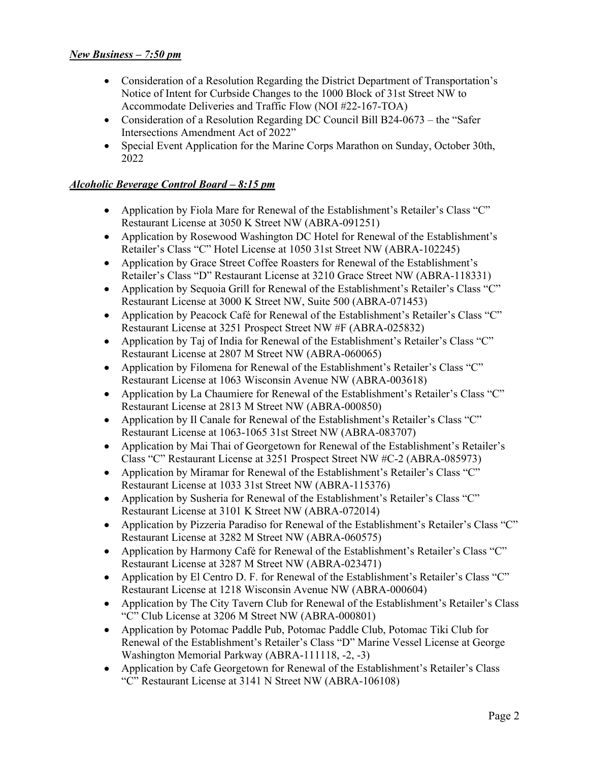***New Business – 7:50 pm***

- Consideration of a Resolution Regarding the District Department of Transportation's Notice of Intent for Curbside Changes to the 1000 Block of 31st Street NW to Accommodate Deliveries and Traffic Flow (NOI #22-167-TOA)
- Consideration of a Resolution Regarding DC Council Bill B24-0673 – the "Safer Intersections Amendment Act of 2022"
- Special Event Application for the Marine Corps Marathon on Sunday, October 30th, 2022

***Alcoholic Beverage Control Board – 8:15 pm***

- Application by Fiola Mare for Renewal of the Establishment's Retailer's Class "C" Restaurant License at 3050 K Street NW (ABRA-091251)
- Application by Rosewood Washington DC Hotel for Renewal of the Establishment's Retailer's Class "C" Hotel License at 1050 31st Street NW (ABRA-102245)
- Application by Grace Street Coffee Roasters for Renewal of the Establishment's Retailer's Class "D" Restaurant License at 3210 Grace Street NW (ABRA-118331)
- Application by Sequoia Grill for Renewal of the Establishment's Retailer's Class "C" Restaurant License at 3000 K Street NW, Suite 500 (ABRA-071453)
- Application by Peacock Café for Renewal of the Establishment's Retailer's Class "C" Restaurant License at 3251 Prospect Street NW #F (ABRA-025832)
- Application by Taj of India for Renewal of the Establishment's Retailer's Class "C" Restaurant License at 2807 M Street NW (ABRA-060065)
- Application by Filomena for Renewal of the Establishment's Retailer's Class "C" Restaurant License at 1063 Wisconsin Avenue NW (ABRA-003618)
- Application by La Chaumiere for Renewal of the Establishment's Retailer's Class "C" Restaurant License at 2813 M Street NW (ABRA-000850)
- Application by Il Canale for Renewal of the Establishment's Retailer's Class "C" Restaurant License at 1063-1065 31st Street NW (ABRA-083707)
- Application by Mai Thai of Georgetown for Renewal of the Establishment's Retailer's Class "C" Restaurant License at 3251 Prospect Street NW #C-2 (ABRA-085973)
- Application by Miramar for Renewal of the Establishment's Retailer's Class "C" Restaurant License at 1033 31st Street NW (ABRA-115376)
- Application by Susheria for Renewal of the Establishment's Retailer's Class "C" Restaurant License at 3101 K Street NW (ABRA-072014)
- Application by Pizzeria Paradiso for Renewal of the Establishment's Retailer's Class "C" Restaurant License at 3282 M Street NW (ABRA-060575)
- Application by Harmony Café for Renewal of the Establishment's Retailer's Class "C" Restaurant License at 3287 M Street NW (ABRA-023471)
- Application by El Centro D. F. for Renewal of the Establishment's Retailer's Class "C" Restaurant License at 1218 Wisconsin Avenue NW (ABRA-000604)
- Application by The City Tavern Club for Renewal of the Establishment's Retailer's Class "C" Club License at 3206 M Street NW (ABRA-000801)
- Application by Potomac Paddle Pub, Potomac Paddle Club, Potomac Tiki Club for Renewal of the Establishment's Retailer's Class "D" Marine Vessel License at George Washington Memorial Parkway (ABRA-111118, -2, -3)
- Application by Cafe Georgetown for Renewal of the Establishment's Retailer's Class "C" Restaurant License at 3141 N Street NW (ABRA-106108)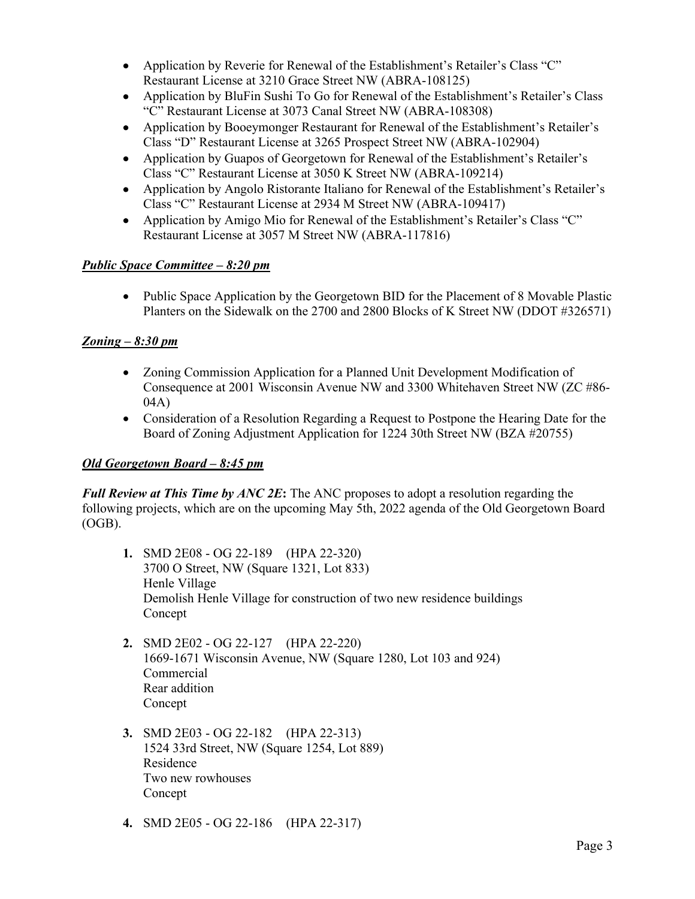- Application by Reverie for Renewal of the Establishment's Retailer's Class "C" Restaurant License at 3210 Grace Street NW (ABRA-108125)
- Application by BluFin Sushi To Go for Renewal of the Establishment's Retailer's Class "C" Restaurant License at 3073 Canal Street NW (ABRA-108308)
- Application by Booeymonger Restaurant for Renewal of the Establishment's Retailer's Class "D" Restaurant License at 3265 Prospect Street NW (ABRA-102904)
- Application by Guapos of Georgetown for Renewal of the Establishment's Retailer's Class "C" Restaurant License at 3050 K Street NW (ABRA-109214)
- Application by Angolo Ristorante Italiano for Renewal of the Establishment's Retailer's Class "C" Restaurant License at 2934 M Street NW (ABRA-109417)
- Application by Amigo Mio for Renewal of the Establishment's Retailer's Class "C" Restaurant License at 3057 M Street NW (ABRA-117816)

***Public Space Committee – 8:20 pm***

- Public Space Application by the Georgetown BID for the Placement of 8 Movable Plastic Planters on the Sidewalk on the 2700 and 2800 Blocks of K Street NW (DDOT #326571)

***Zoning – 8:30 pm***

- Zoning Commission Application for a Planned Unit Development Modification of Consequence at 2001 Wisconsin Avenue NW and 3300 Whitehaven Street NW (ZC #86-04A)
- Consideration of a Resolution Regarding a Request to Postpone the Hearing Date for the Board of Zoning Adjustment Application for 1224 30th Street NW (BZA #20755)

***Old Georgetown Board – 8:45 pm***

***Full Review at This Time by ANC 2E*:** The ANC proposes to adopt a resolution regarding the following projects, which are on the upcoming May 5th, 2022 agenda of the Old Georgetown Board (OGB).

1. SMD 2E08 - OG 22-189 (HPA 22-320)
   3700 O Street, NW (Square 1321, Lot 833)
   Henle Village
   Demolish Henle Village for construction of two new residence buildings
   Concept

2. SMD 2E02 - OG 22-127 (HPA 22-220)
   1669-1671 Wisconsin Avenue, NW (Square 1280, Lot 103 and 924)
   Commercial
   Rear addition
   Concept

3. SMD 2E03 - OG 22-182 (HPA 22-313)
   1524 33rd Street, NW (Square 1254, Lot 889)
   Residence
   Two new rowhouses
   Concept

4. SMD 2E05 - OG 22-186 (HPA 22-317)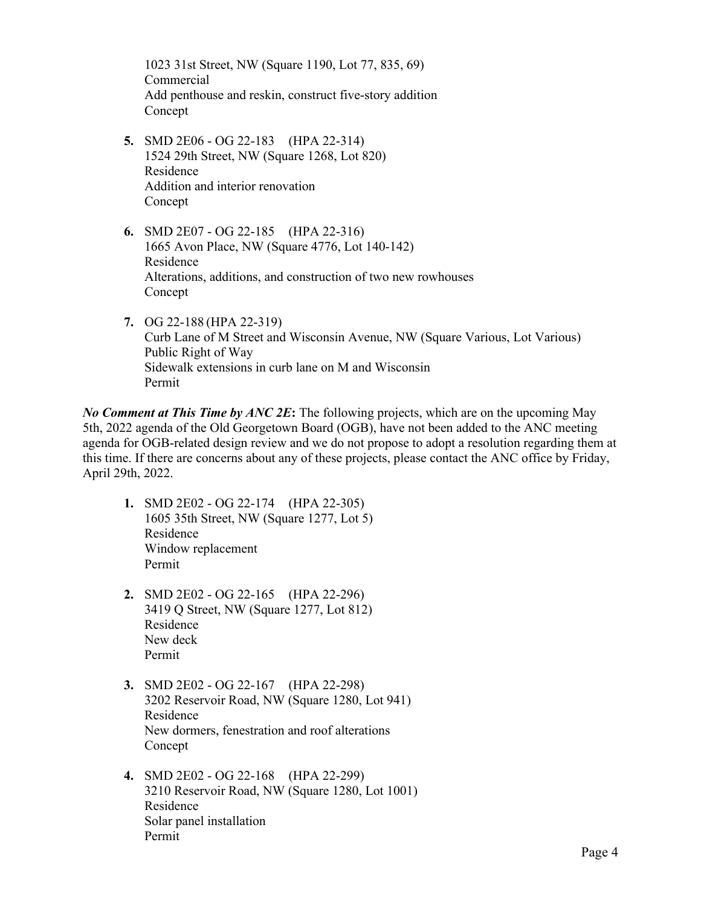1023 31st Street, NW (Square 1190, Lot 77, 835, 69)
Commercial
Add penthouse and reskin, construct five-story addition
Concept

5. SMD 2E06 - OG 22-183 (HPA 22-314)
   1524 29th Street, NW (Square 1268, Lot 820)
   Residence
   Addition and interior renovation
   Concept

6. SMD 2E07 - OG 22-185 (HPA 22-316)
   1665 Avon Place, NW (Square 4776, Lot 140-142)
   Residence
   Alterations, additions, and construction of two new rowhouses
   Concept

7. OG 22-188 (HPA 22-319)
   Curb Lane of M Street and Wisconsin Avenue, NW (Square Various, Lot Various)
   Public Right of Way
   Sidewalk extensions in curb lane on M and Wisconsin
   Permit

***No Comment at This Time by ANC 2E*:** The following projects, which are on the upcoming May 5th, 2022 agenda of the Old Georgetown Board (OGB), have not been added to the ANC meeting agenda for OGB-related design review and we do not propose to adopt a resolution regarding them at this time. If there are concerns about any of these projects, please contact the ANC office by Friday, April 29th, 2022.

1. SMD 2E02 - OG 22-174 (HPA 22-305)
   1605 35th Street, NW (Square 1277, Lot 5)
   Residence
   Window replacement
   Permit

2. SMD 2E02 - OG 22-165 (HPA 22-296)
   3419 Q Street, NW (Square 1277, Lot 812)
   Residence
   New deck
   Permit

3. SMD 2E02 - OG 22-167 (HPA 22-298)
   3202 Reservoir Road, NW (Square 1280, Lot 941)
   Residence
   New dormers, fenestration and roof alterations
   Concept

4. SMD 2E02 - OG 22-168 (HPA 22-299)
   3210 Reservoir Road, NW (Square 1280, Lot 1001)
   Residence
   Solar panel installation
   Permit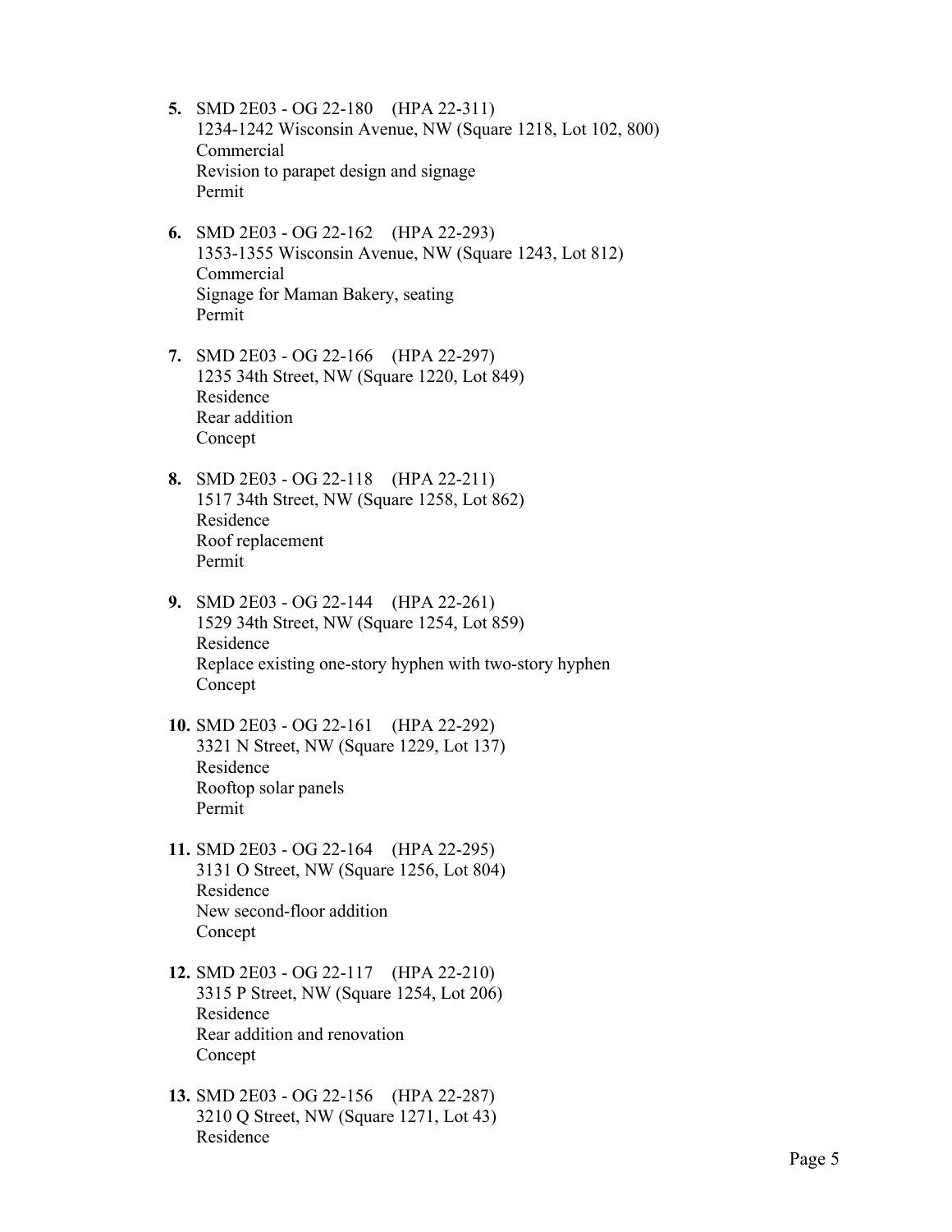5. **SMD 2E03 - OG 22-180 (HPA 22-311)**
   1234-1242 Wisconsin Avenue, NW (Square 1218, Lot 102, 800)
   Commercial
   Revision to parapet design and signage
   Permit

6. **SMD 2E03 - OG 22-162 (HPA 22-293)**
   1353-1355 Wisconsin Avenue, NW (Square 1243, Lot 812)
   Commercial
   Signage for Maman Bakery, seating
   Permit

7. **SMD 2E03 - OG 22-166 (HPA 22-297)**
   1235 34th Street, NW (Square 1220, Lot 849)
   Residence
   Rear addition
   Concept

8. **SMD 2E03 - OG 22-118 (HPA 22-211)**
   1517 34th Street, NW (Square 1258, Lot 862)
   Residence
   Roof replacement
   Permit

9. **SMD 2E03 - OG 22-144 (HPA 22-261)**
   1529 34th Street, NW (Square 1254, Lot 859)
   Residence
   Replace existing one-story hyphen with two-story hyphen
   Concept

10. **SMD 2E03 - OG 22-161 (HPA 22-292)**
    3321 N Street, NW (Square 1229, Lot 137)
    Residence
    Rooftop solar panels
    Permit

11. **SMD 2E03 - OG 22-164 (HPA 22-295)**
    3131 O Street, NW (Square 1256, Lot 804)
    Residence
    New second-floor addition
    Concept

12. **SMD 2E03 - OG 22-117 (HPA 22-210)**
    3315 P Street, NW (Square 1254, Lot 206)
    Residence
    Rear addition and renovation
    Concept

13. **SMD 2E03 - OG 22-156 (HPA 22-287)**
    3210 Q Street, NW (Square 1271, Lot 43)
    Residence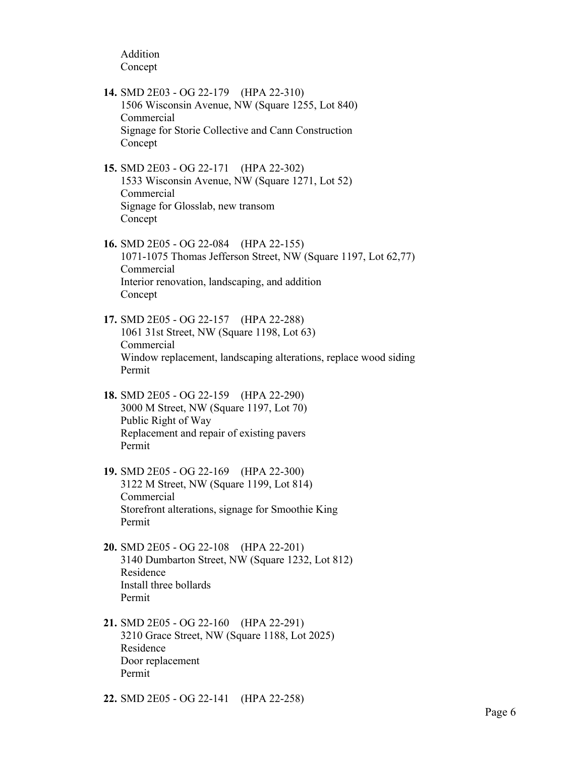Addition
Concept

14. SMD 2E03 - OG 22-179 (HPA 22-310)
1506 Wisconsin Avenue, NW (Square 1255, Lot 840)
Commercial
Signage for Storie Collective and Cann Construction
Concept

15. SMD 2E03 - OG 22-171 (HPA 22-302)
1533 Wisconsin Avenue, NW (Square 1271, Lot 52)
Commercial
Signage for Glosslab, new transom
Concept

16. SMD 2E05 - OG 22-084 (HPA 22-155)
1071-1075 Thomas Jefferson Street, NW (Square 1197, Lot 62,77)
Commercial
Interior renovation, landscaping, and addition
Concept

17. SMD 2E05 - OG 22-157 (HPA 22-288)
1061 31st Street, NW (Square 1198, Lot 63)
Commercial
Window replacement, landscaping alterations, replace wood siding
Permit

18. SMD 2E05 - OG 22-159 (HPA 22-290)
3000 M Street, NW (Square 1197, Lot 70)
Public Right of Way
Replacement and repair of existing pavers
Permit

19. SMD 2E05 - OG 22-169 (HPA 22-300)
3122 M Street, NW (Square 1199, Lot 814)
Commercial
Storefront alterations, signage for Smoothie King
Permit

20. SMD 2E05 - OG 22-108 (HPA 22-201)
3140 Dumbarton Street, NW (Square 1232, Lot 812)
Residence
Install three bollards
Permit

21. SMD 2E05 - OG 22-160 (HPA 22-291)
3210 Grace Street, NW (Square 1188, Lot 2025)
Residence
Door replacement
Permit

22. SMD 2E05 - OG 22-141 (HPA 22-258)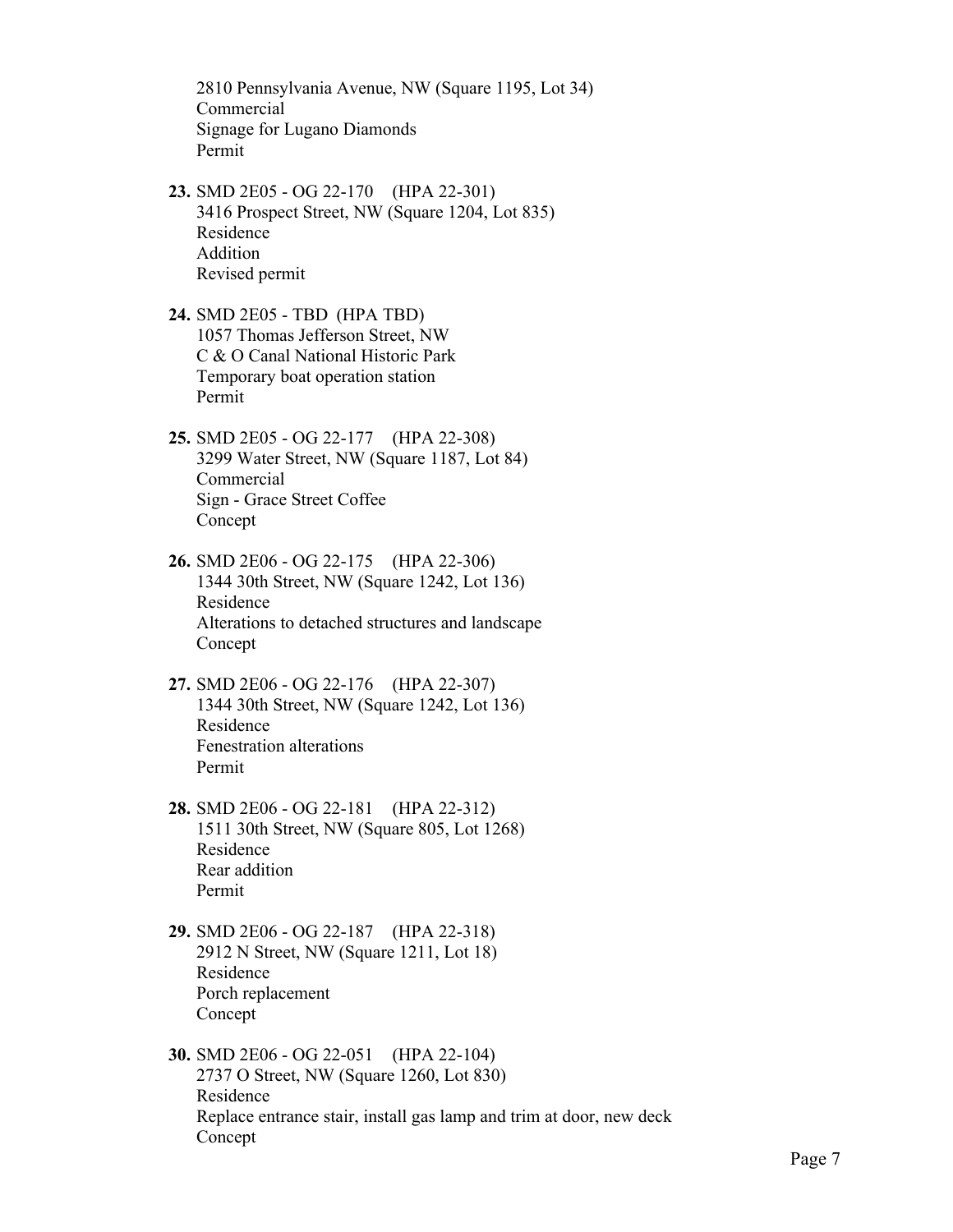2810 Pennsylvania Avenue, NW (Square 1195, Lot 34)
Commercial
Signage for Lugano Diamonds
Permit

**23.** SMD 2E05 - OG 22-170 (HPA 22-301)
3416 Prospect Street, NW (Square 1204, Lot 835)
Residence
Addition
Revised permit

**24.** SMD 2E05 - TBD (HPA TBD)
1057 Thomas Jefferson Street, NW
C & O Canal National Historic Park
Temporary boat operation station
Permit

**25.** SMD 2E05 - OG 22-177 (HPA 22-308)
3299 Water Street, NW (Square 1187, Lot 84)
Commercial
Sign - Grace Street Coffee
Concept

**26.** SMD 2E06 - OG 22-175 (HPA 22-306)
1344 30th Street, NW (Square 1242, Lot 136)
Residence
Alterations to detached structures and landscape
Concept

**27.** SMD 2E06 - OG 22-176 (HPA 22-307)
1344 30th Street, NW (Square 1242, Lot 136)
Residence
Fenestration alterations
Permit

**28.** SMD 2E06 - OG 22-181 (HPA 22-312)
1511 30th Street, NW (Square 805, Lot 1268)
Residence
Rear addition
Permit

**29.** SMD 2E06 - OG 22-187 (HPA 22-318)
2912 N Street, NW (Square 1211, Lot 18)
Residence
Porch replacement
Concept

**30.** SMD 2E06 - OG 22-051 (HPA 22-104)
2737 O Street, NW (Square 1260, Lot 830)
Residence
Replace entrance stair, install gas lamp and trim at door, new deck
Concept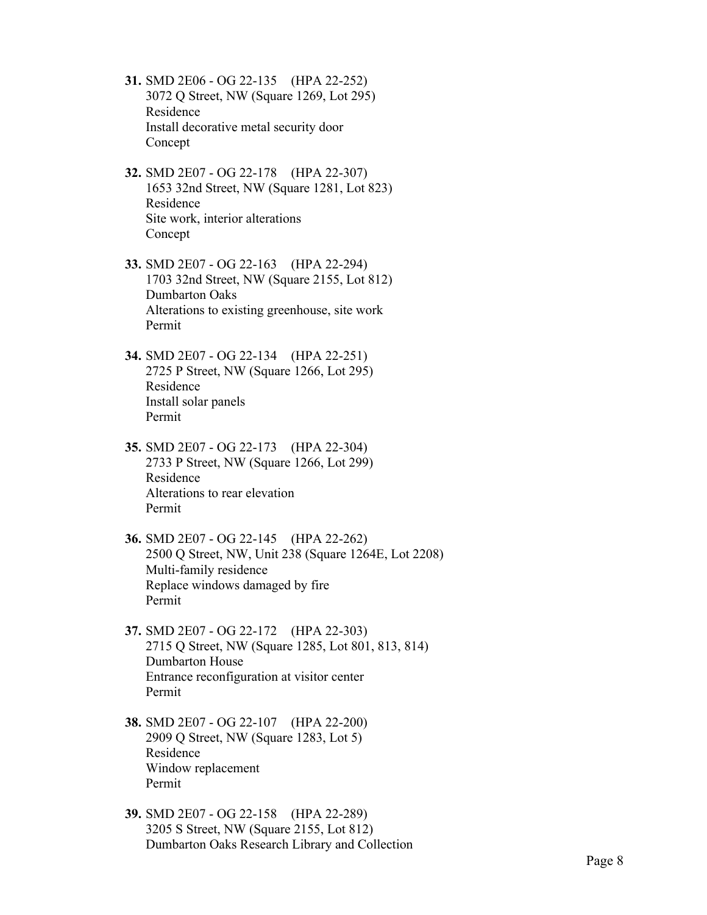**31.** SMD 2E06 - OG 22-135 (HPA 22-252)
3072 Q Street, NW (Square 1269, Lot 295)
Residence
Install decorative metal security door
Concept

**32.** SMD 2E07 - OG 22-178 (HPA 22-307)
1653 32nd Street, NW (Square 1281, Lot 823)
Residence
Site work, interior alterations
Concept

**33.** SMD 2E07 - OG 22-163 (HPA 22-294)
1703 32nd Street, NW (Square 2155, Lot 812)
Dumbarton Oaks
Alterations to existing greenhouse, site work
Permit

**34.** SMD 2E07 - OG 22-134 (HPA 22-251)
2725 P Street, NW (Square 1266, Lot 295)
Residence
Install solar panels
Permit

**35.** SMD 2E07 - OG 22-173 (HPA 22-304)
2733 P Street, NW (Square 1266, Lot 299)
Residence
Alterations to rear elevation
Permit

**36.** SMD 2E07 - OG 22-145 (HPA 22-262)
2500 Q Street, NW, Unit 238 (Square 1264E, Lot 2208)
Multi-family residence
Replace windows damaged by fire
Permit

**37.** SMD 2E07 - OG 22-172 (HPA 22-303)
2715 Q Street, NW (Square 1285, Lot 801, 813, 814)
Dumbarton House
Entrance reconfiguration at visitor center
Permit

**38.** SMD 2E07 - OG 22-107 (HPA 22-200)
2909 Q Street, NW (Square 1283, Lot 5)
Residence
Window replacement
Permit

**39.** SMD 2E07 - OG 22-158 (HPA 22-289)
3205 S Street, NW (Square 2155, Lot 812)
Dumbarton Oaks Research Library and Collection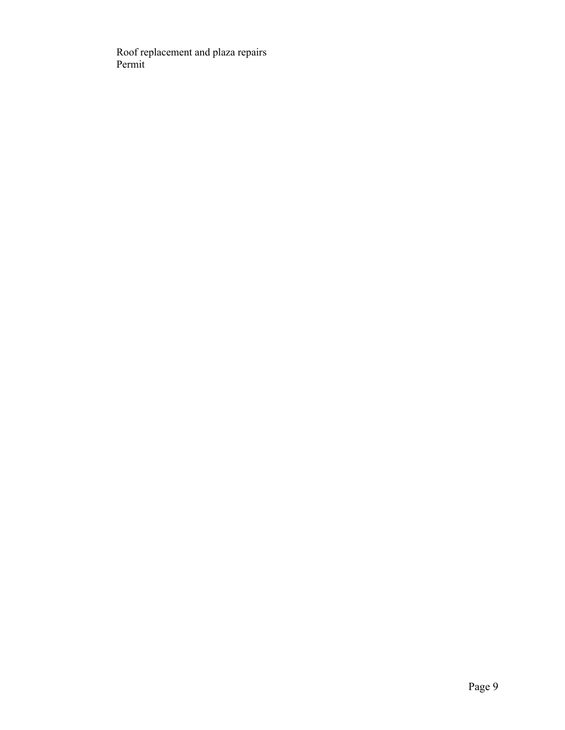Roof replacement and plaza repairs
Permit